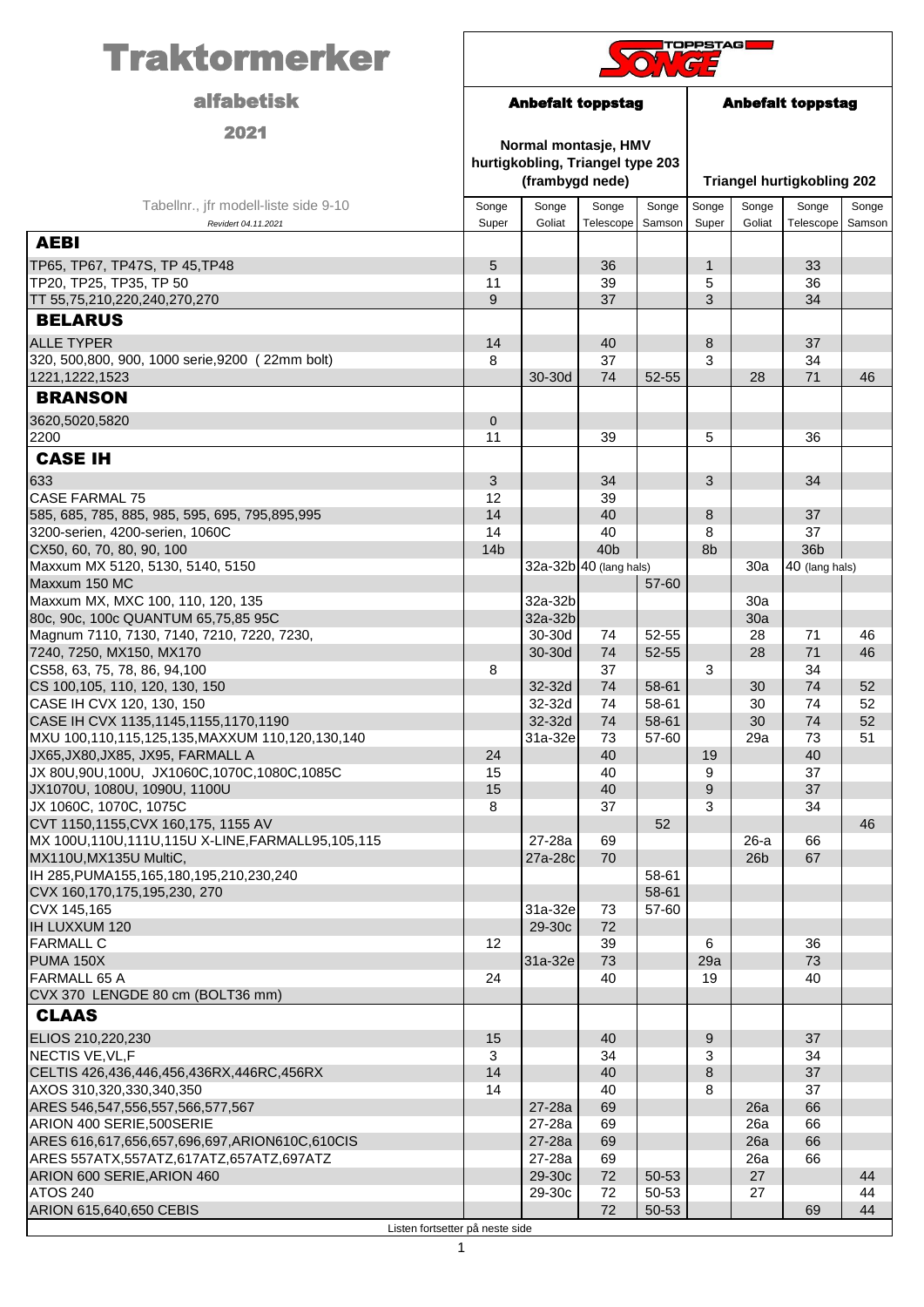# Traktormerker

## alfabetisk

## 2021

TOPPSTAG SONGE

| Tabellnr., jfr modell-liste side 9-10 *Revidert 04.11.2021* | Anbefalt toppstag Normal montasje, HMV hurtigkobling, Triangel type 203 (frambygd nede) | | | | Anbefalt toppstag Triangel hurtigkobling 202 | | | |
|---|---|---|---|---|---|---|---|---|
| | Songe Super | Songe Goliat | Songe Telescope | Songe Samson | Songe Super | Songe Goliat | Songe Telescope | Songe Samson |
| **AEBI** | | | | | | | | |
| TP65, TP67, TP47S, TP 45,TP48 | 5 | | 36 | | 1 | | 33 | |
| TP20, TP25, TP35, TP 50 | 11 | | 39 | | 5 | | 36 | |
| TT 55,75,210,220,240,270,270 | 9 | | 37 | | 3 | | 34 | |
| **BELARUS** | | | | | | | | |
| ALLE TYPER | 14 | | 40 | | 8 | | 37 | |
| 320, 500,800, 900, 1000 serie,9200 ( 22mm bolt) | 8 | | 37 | | 3 | | 34 | |
| 1221,1222,1523 | | 30-30d | 74 | 52-55 | | 28 | 71 | 46 |
| **BRANSON** | | | | | | | | |
| 3620,5020,5820 | 0 | | | | | | | |
| 2200 | 11 | | 39 | | 5 | | 36 | |
| **CASE IH** | | | | | | | | |
| 633 | 3 | | 34 | | 3 | | 34 | |
| CASE FARMAL 75 | 12 | | 39 | | | | | |
| 585, 685, 785, 885, 985, 595, 695, 795,895,995 | 14 | | 40 | | 8 | | 37 | |
| 3200-serien, 4200-serien, 1060C | 14 | | 40 | | 8 | | 37 | |
| CX50, 60, 70, 80, 90, 100 | 14b | | 40b | | 8b | | 36b | |
| Maxxum MX 5120, 5130, 5140, 5150 | | 32a-32b | 40 (lang hals) | | | 30a | 40 (lang hals) | |
| Maxxum 150 MC | | | | 57-60 | | | | |
| Maxxum MX, MXC 100, 110, 120, 135 | | 32a-32b | | | | 30a | | |
| 80c, 90c, 100c QUANTUM 65,75,85 95C | | 32a-32b | | | | 30a | | |
| Magnum 7110, 7130, 7140, 7210, 7220, 7230, | | 30-30d | 74 | 52-55 | | 28 | 71 | 46 |
| 7240, 7250, MX150, MX170 | | 30-30d | 74 | 52-55 | | 28 | 71 | 46 |
| CS58, 63, 75, 78, 86, 94,100 | 8 | | 37 | | 3 | | 34 | |
| CS 100,105, 110, 120, 130, 150 | | 32-32d | 74 | 58-61 | | 30 | 74 | 52 |
| CASE IH CVX 120, 130, 150 | | 32-32d | 74 | 58-61 | | 30 | 74 | 52 |
| CASE IH CVX 1135,1145,1155,1170,1190 | | 32-32d | 74 | 58-61 | | 30 | 74 | 52 |
| MXU 100,110,115,125,135,MAXXUM 110,120,130,140 | | 31a-32e | 73 | 57-60 | | 29a | 73 | 51 |
| JX65,JX80,JX85, JX95, FARMALL A | 24 | | 40 | | 19 | | 40 | |
| JX 80U,90U,100U, JX1060C,1070C,1080C,1085C | 15 | | 40 | | 9 | | 37 | |
| JX1070U, 1080U, 1090U, 1100U | 15 | | 40 | | 9 | | 37 | |
| JX 1060C, 1070C, 1075C | 8 | | 37 | | 3 | | 34 | |
| CVT 1150,1155,CVX 160,175, 1155 AV | | | | 52 | | | | 46 |
| MX 100U,110U,111U,115U X-LINE,FARMALL95,105,115 | | 27-28a | 69 | | | 26-a | 66 | |
| MX110U,MX135U MultiC, | | 27a-28c | 70 | | | 26b | 67 | |
| IH 285,PUMA155,165,180,195,210,230,240 | | | | 58-61 | | | | |
| CVX 160,170,175,195,230, 270 | | | | 58-61 | | | | |
| CVX 145,165 | | 31a-32e | 73 | 57-60 | | | | |
| IH LUXXUM 120 | | 29-30c | 72 | | | | | |
| FARMALL C | 12 | | 39 | | 6 | | 36 | |
| PUMA 150X | | 31a-32e | 73 | | 29a | | 73 | |
| FARMALL 65 A | 24 | | 40 | | 19 | | 40 | |
| CVX 370 LENGDE 80 cm (BOLT36 mm) | | | | | | | | |
| **CLAAS** | | | | | | | | |
| ELIOS 210,220,230 | 15 | | 40 | | 9 | | 37 | |
| NECTIS VE,VL,F | 3 | | 34 | | 3 | | 34 | |
| CELTIS 426,436,446,456,436RX,446RC,456RX | 14 | | 40 | | 8 | | 37 | |
| AXOS 310,320,330,340,350 | 14 | | 40 | | 8 | | 37 | |
| ARES 546,547,556,557,566,577,567 | | 27-28a | 69 | | | 26a | 66 | |
| ARION 400 SERIE,500SERIE | | 27-28a | 69 | | | 26a | 66 | |
| ARES 616,617,656,657,696,697,ARION610C,610CIS | | 27-28a | 69 | | | 26a | 66 | |
| ARES 557ATX,557ATZ,617ATZ,657ATZ,697ATZ | | 27-28a | 69 | | | 26a | 66 | |
| ARION 600 SERIE,ARION 460 | | 29-30c | 72 | 50-53 | | 27 | | 44 |
| ATOS 240 | | 29-30c | 72 | 50-53 | | 27 | | 44 |
| ARION 615,640,650 CEBIS | | | 72 | 50-53 | | | 69 | 44 |

Listen fortsetter på neste side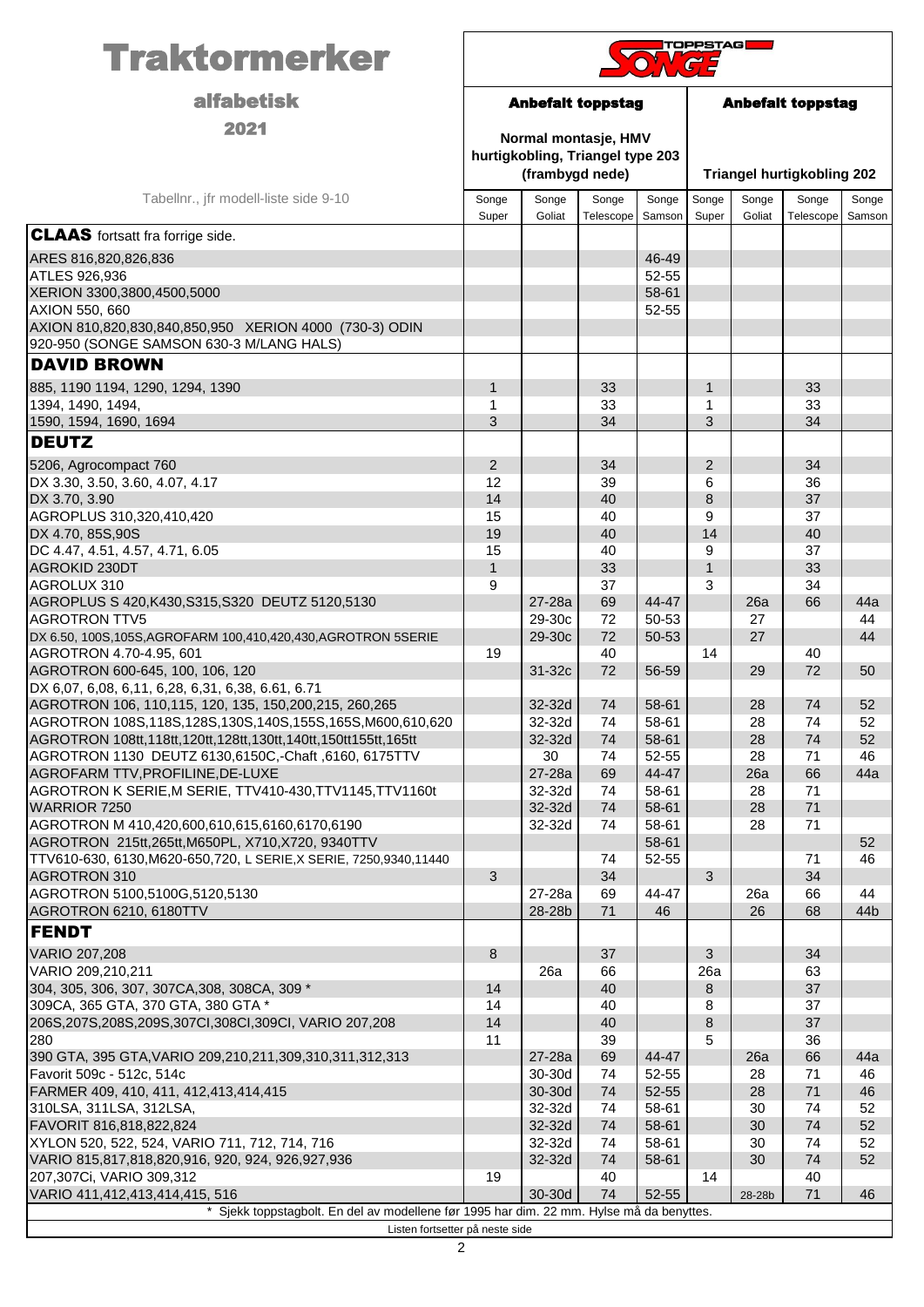# Traktormerker

## alfabetisk

## 2021

SONGE TOPPSTAG

| Tabellnr., jfr modell-liste side 9-10 | Anbefalt toppstag<br>Normal montasje, HMV hurtigkobling, Triangel type 203 (frambygd nede) | | | | Anbefalt toppstag<br>Triangel hurtigkobling 202 | | | |
|---|---|---|---|---|---|---|---|---|
| | Songe Super | Songe Goliat | Songe Telescope | Songe Samson | Songe Super | Songe Goliat | Songe Telescope | Songe Samson |
| **CLAAS** fortsatt fra forrige side. | | | | | | | | |
| ARES 816,820,826,836 | | | | 46-49 | | | | |
| ATLES 926,936 | | | | 52-55 | | | | |
| XERION 3300,3800,4500,5000 | | | | 58-61 | | | | |
| AXION 550, 660 | | | | 52-55 | | | | |
| AXION 810,820,830,840,850,950 XERION 4000 (730-3) ODIN 920-950 (SONGE SAMSON 630-3 M/LANG HALS) | | | | | | | | |
| **DAVID BROWN** | | | | | | | | |
| 885, 1190 1194, 1290, 1294, 1390 | 1 | | 33 | | 1 | | 33 | |
| 1394, 1490, 1494, | 1 | | 33 | | 1 | | 33 | |
| 1590, 1594, 1690, 1694 | 3 | | 34 | | 3 | | 34 | |
| **DEUTZ** | | | | | | | | |
| 5206, Agrocompact 760 | 2 | | 34 | | 2 | | 34 | |
| DX 3.30, 3.50, 3.60, 4.07, 4.17 | 12 | | 39 | | 6 | | 36 | |
| DX 3.70, 3.90 | 14 | | 40 | | 8 | | 37 | |
| AGROPLUS 310,320,410,420 | 15 | | 40 | | 9 | | 37 | |
| DX 4.70, 85S,90S | 19 | | 40 | | 14 | | 40 | |
| DC 4.47, 4.51, 4.57, 4.71, 6.05 | 15 | | 40 | | 9 | | 37 | |
| AGROKID 230DT | 1 | | 33 | | 1 | | 33 | |
| AGROLUX 310 | 9 | | 37 | | 3 | | 34 | |
| AGROPLUS S 420,K430,S315,S320 DEUTZ 5120,5130 | | 27-28a | 69 | 44-47 | | 26a | 66 | 44a |
| AGROTRON TTV5 | | 29-30c | 72 | 50-53 | | 27 | | 44 |
| DX 6.50, 100S,105S,AGROFARM 100,410,420,430,AGROTRON 5SERIE | | 29-30c | 72 | 50-53 | | 27 | | 44 |
| AGROTRON 4.70-4.95, 601 | 19 | | 40 | | 14 | | 40 | |
| AGROTRON 600-645, 100, 106, 120 | | 31-32c | 72 | 56-59 | | 29 | 72 | 50 |
| DX 6,07, 6,08, 6,11, 6,28, 6,31, 6,38, 6.61, 6.71 | | | | | | | | |
| AGROTRON 106, 110,115, 120, 135, 150,200,215, 260,265 | | 32-32d | 74 | 58-61 | | 28 | 74 | 52 |
| AGROTRON 108S,118S,128S,130S,140S,155S,165S,M600,610,620 | | 32-32d | 74 | 58-61 | | 28 | 74 | 52 |
| AGROTRON 108tt,118tt,120tt,128tt,130tt,140tt,150tt155tt,165tt | | 32-32d | 74 | 58-61 | | 28 | 74 | 52 |
| AGROTRON 1130 DEUTZ 6130,6150C,-Chaft ,6160, 6175TTV | | 30 | 74 | 52-55 | | 28 | 71 | 46 |
| AGROFARM TTV,PROFILINE,DE-LUXE | | 27-28a | 69 | 44-47 | | 26a | 66 | 44a |
| AGROTRON K SERIE,M SERIE, TTV410-430,TTV1145,TTV1160t | | 32-32d | 74 | 58-61 | | 28 | 71 | |
| WARRIOR 7250 | | 32-32d | 74 | 58-61 | | 28 | 71 | |
| AGROTRON M 410,420,600,610,615,6160,6170,6190 | | 32-32d | 74 | 58-61 | | 28 | 71 | |
| AGROTRON 215tt,265tt,M650PL, X710,X720, 9340TTV | | | | 58-61 | | | | 52 |
| TTV610-630, 6130,M620-650,720, L SERIE,X SERIE, 7250,9340,11440 | | | 74 | 52-55 | | | 71 | 46 |
| AGROTRON 310 | 3 | | 34 | | 3 | | 34 | |
| AGROTRON 5100,5100G,5120,5130 | | 27-28a | 69 | 44-47 | | 26a | 66 | 44 |
| AGROTRON 6210, 6180TTV | | 28-28b | 71 | 46 | | 26 | 68 | 44b |
| **FENDT** | | | | | | | | |
| VARIO 207,208 | 8 | | 37 | | 3 | | 34 | |
| VARIO 209,210,211 | | 26a | 66 | | 26a | | 63 | |
| 304, 305, 306, 307, 307CA,308, 308CA, 309 * | 14 | | 40 | | 8 | | 37 | |
| 309CA, 365 GTA, 370 GTA, 380 GTA * | 14 | | 40 | | 8 | | 37 | |
| 206S,207S,208S,209S,307CI,308CI,309CI, VARIO 207,208 | 14 | | 40 | | 8 | | 37 | |
| 280 | 11 | | 39 | | 5 | | 36 | |
| 390 GTA, 395 GTA,VARIO 209,210,211,309,310,311,312,313 | | 27-28a | 69 | 44-47 | | 26a | 66 | 44a |
| Favorit 509c - 512c, 514c | | 30-30d | 74 | 52-55 | | 28 | 71 | 46 |
| FARMER 409, 410, 411, 412,413,414,415 | | 30-30d | 74 | 52-55 | | 28 | 71 | 46 |
| 310LSA, 311LSA, 312LSA, | | 32-32d | 74 | 58-61 | | 30 | 74 | 52 |
| FAVORIT 816,818,822,824 | | 32-32d | 74 | 58-61 | | 30 | 74 | 52 |
| XYLON 520, 522, 524, VARIO 711, 712, 714, 716 | | 32-32d | 74 | 58-61 | | 30 | 74 | 52 |
| VARIO 815,817,818,820,916, 920, 924, 926,927,936 | | 32-32d | 74 | 58-61 | | 30 | 74 | 52 |
| 207,307Ci, VARIO 309,312 | 19 | | 40 | | 14 | | 40 | |
| VARIO 411,412,413,414,415, 516 | | 30-30d | 74 | 52-55 | | 28-28b | 71 | 46 |

\* Sjekk toppstagbolt. En del av modellene før 1995 har dim. 22 mm. Hylse må da benyttes.

Listen fortsetter på neste side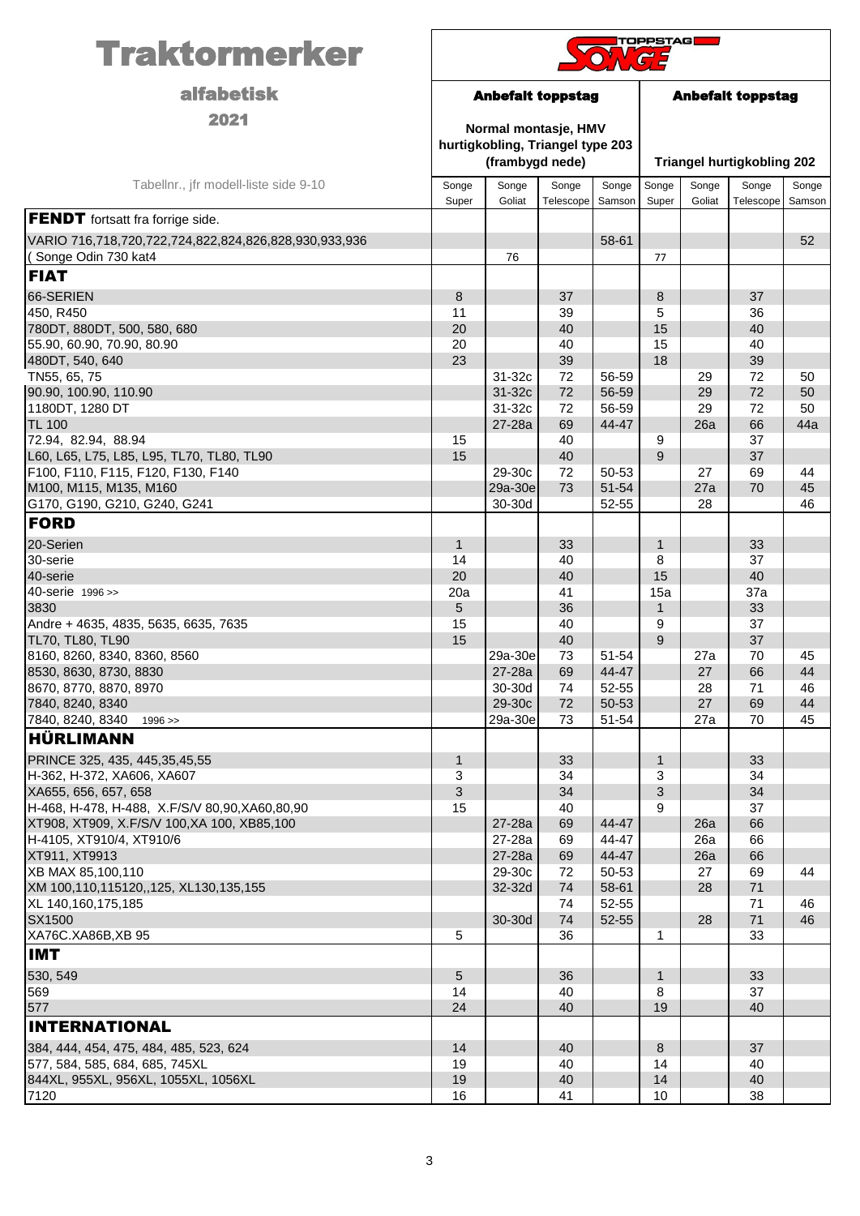# Traktormerker

## alfabetisk

## 2021

| Tabellnr., jfr modell-liste side 9-10 | Anbefalt toppstag<br>Normal montasje, HMV hurtigkobling, Triangel type 203 (frambygd nede) | | | | Anbefalt toppstag<br>Triangel hurtigkobling 202 | | | |
|---|---|---|---|---|---|---|---|---|
| | Songe Super | Songe Goliat | Songe Telescope | Songe Samson | Songe Super | Songe Goliat | Songe Telescope | Songe Samson |
| **FENDT** fortsatt fra forrige side. | | | | | | | | |
| VARIO 716,718,720,722,724,822,824,826,828,930,933,936 | | | | 58-61 | | | | 52 |
| ( Songe Odin 730 kat4 | | 76 | | | 77 | | | |
| **FIAT** | | | | | | | | |
| 66-SERIEN | 8 | | 37 | | 8 | | 37 | |
| 450, R450 | 11 | | 39 | | 5 | | 36 | |
| 780DT, 880DT, 500, 580, 680 | 20 | | 40 | | 15 | | 40 | |
| 55.90, 60.90, 70.90, 80.90 | 20 | | 40 | | 15 | | 40 | |
| 480DT, 540, 640 | 23 | | 39 | | 18 | | 39 | |
| TN55, 65, 75 | | 31-32c | 72 | 56-59 | | 29 | 72 | 50 |
| 90.90, 100.90, 110.90 | | 31-32c | 72 | 56-59 | | 29 | 72 | 50 |
| 1180DT, 1280 DT | | 31-32c | 72 | 56-59 | | 29 | 72 | 50 |
| TL 100 | | 27-28a | 69 | 44-47 | | 26a | 66 | 44a |
| 72.94, 82.94, 88.94 | 15 | | 40 | | 9 | | 37 | |
| L60, L65, L75, L85, L95, TL70, TL80, TL90 | 15 | | 40 | | 9 | | 37 | |
| F100, F110, F115, F120, F130, F140 | | 29-30c | 72 | 50-53 | | 27 | 69 | 44 |
| M100, M115, M135, M160 | | 29a-30e | 73 | 51-54 | | 27a | 70 | 45 |
| G170, G190, G210, G240, G241 | | 30-30d | | 52-55 | | 28 | | 46 |
| **FORD** | | | | | | | | |
| 20-Serien | 1 | | 33 | | 1 | | 33 | |
| 30-serie | 14 | | 40 | | 8 | | 37 | |
| 40-serie | 20 | | 40 | | 15 | | 40 | |
| 40-serie 1996 >> | 20a | | 41 | | 15a | | 37a | |
| 3830 | 5 | | 36 | | 1 | | 33 | |
| Andre + 4635, 4835, 5635, 6635, 7635 | 15 | | 40 | | 9 | | 37 | |
| TL70, TL80, TL90 | 15 | | 40 | | 9 | | 37 | |
| 8160, 8260, 8340, 8360, 8560 | | 29a-30e | 73 | 51-54 | | 27a | 70 | 45 |
| 8530, 8630, 8730, 8830 | | 27-28a | 69 | 44-47 | | 27 | 66 | 44 |
| 8670, 8770, 8870, 8970 | | 30-30d | 74 | 52-55 | | 28 | 71 | 46 |
| 7840, 8240, 8340 | | 29-30c | 72 | 50-53 | | 27 | 69 | 44 |
| 7840, 8240, 8340 1996 >> | | 29a-30e | 73 | 51-54 | | 27a | 70 | 45 |
| **HÜRLIMANN** | | | | | | | | |
| PRINCE 325, 435, 445,35,45,55 | 1 | | 33 | | 1 | | 33 | |
| H-362, H-372, XA606, XA607 | 3 | | 34 | | 3 | | 34 | |
| XA655, 656, 657, 658 | 3 | | 34 | | 3 | | 34 | |
| H-468, H-478, H-488, X.F/S/V 80,90,XA60,80,90 | 15 | | 40 | | 9 | | 37 | |
| XT908, XT909, X.F/S/V 100,XA 100, XB85,100 | | 27-28a | 69 | 44-47 | | 26a | 66 | |
| H-4105, XT910/4, XT910/6 | | 27-28a | 69 | 44-47 | | 26a | 66 | |
| XT911, XT9913 | | 27-28a | 69 | 44-47 | | 26a | 66 | |
| XB MAX 85,100,110 | | 29-30c | 72 | 50-53 | | 27 | 69 | 44 |
| XM 100,110,115120,,125, XL130,135,155 | | 32-32d | 74 | 58-61 | | 28 | 71 | |
| XL 140,160,175,185 | | | 74 | 52-55 | | | 71 | 46 |
| SX1500 | | 30-30d | 74 | 52-55 | | 28 | 71 | 46 |
| XA76C.XA86B,XB 95 | 5 | | 36 | | 1 | | 33 | |
| **IMT** | | | | | | | | |
| 530, 549 | 5 | | 36 | | 1 | | 33 | |
| 569 | 14 | | 40 | | 8 | | 37 | |
| 577 | 24 | | 40 | | 19 | | 40 | |
| **INTERNATIONAL** | | | | | | | | |
| 384, 444, 454, 475, 484, 485, 523, 624 | 14 | | 40 | | 8 | | 37 | |
| 577, 584, 585, 684, 685, 745XL | 19 | | 40 | | 14 | | 40 | |
| 844XL, 955XL, 956XL, 1055XL, 1056XL | 19 | | 40 | | 14 | | 40 | |
| 7120 | 16 | | 41 | | 10 | | 38 | |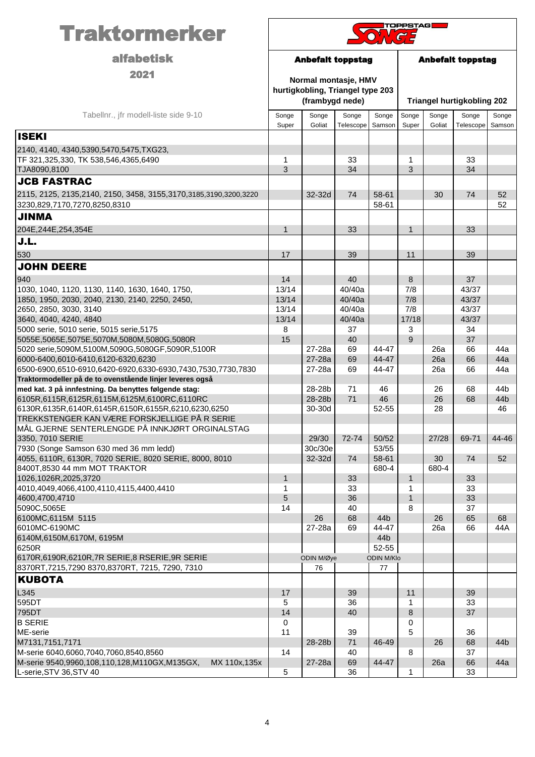# Traktormerker

## alfabetisk

## 2021

TOPPSTAG SONGE

| Tabellnr., jfr modell-liste side 9-10 | Anbefalt toppstag – Normal montasje, HMV hurtigkobling, Triangel type 203 (frambygd nede) | | | | Anbefalt toppstag – Triangel hurtigkobling 202 | | | |
|---|---|---|---|---|---|---|---|---|
| | Songe Super | Songe Goliat | Songe Telescope | Songe Samson | Songe Super | Songe Goliat | Songe Telescope | Songe Samson |
| **ISEKI** | | | | | | | | |
| 2140, 4140, 4340,5390,5470,5475,TXG23, | | | | | | | | |
| TF 321,325,330, TK 538,546,4365,6490 | 1 | | 33 | | 1 | | 33 | |
| TJA8090,8100 | 3 | | 34 | | 3 | | 34 | |
| **JCB FASTRAC** | | | | | | | | |
| 2115, 2125, 2135,2140, 2150, 3458, 3155,3170,3185,3190,3200,3220 | | 32-32d | 74 | 58-61 | | 30 | 74 | 52 |
| 3230,829,7170,7270,8250,8310 | | | | 58-61 | | | | 52 |
| **JINMA** | | | | | | | | |
| 204E,244E,254,354E | 1 | | 33 | | 1 | | 33 | |
| **J.L.** | | | | | | | | |
| 530 | 17 | | 39 | | 11 | | 39 | |
| **JOHN DEERE** | | | | | | | | |
| 940 | 14 | | 40 | | 8 | | 37 | |
| 1030, 1040, 1120, 1130, 1140, 1630, 1640, 1750, | 13/14 | | 40/40a | | 7/8 | | 43/37 | |
| 1850, 1950, 2030, 2040, 2130, 2140, 2250, 2450, | 13/14 | | 40/40a | | 7/8 | | 43/37 | |
| 2650, 2850, 3030, 3140 | 13/14 | | 40/40a | | 7/8 | | 43/37 | |
| 3640, 4040, 4240, 4840 | 13/14 | | 40/40a | | 17/18 | | 43/37 | |
| 5000 serie, 5010 serie, 5015 serie,5175 | 8 | | 37 | | 3 | | 34 | |
| 5055E,5065E,5075E,5070M,5080M,5080G,5080R | 15 | | 40 | | 9 | | 37 | |
| 5020 serie,5090M,5100M,5090G,5080GF,5090R,5100R | | 27-28a | 69 | 44-47 | | 26a | 66 | 44a |
| 6000-6400,6010-6410,6120-6320,6230 | | 27-28a | 69 | 44-47 | | 26a | 66 | 44a |
| 6500-6900,6510-6910,6420-6920,6330-6930,7430,7530,7730,7830 | | 27-28a | 69 | 44-47 | | 26a | 66 | 44a |
| **Traktormodeller på de to ovenstående linjer leveres også** | | | | | | | | |
| **med kat. 3 på innfestning. Da benyttes følgende stag:** | | 28-28b | 71 | 46 | | 26 | 68 | 44b |
| 6105R,6115R,6125R,6115M,6125M,6100RC,6110RC | | 28-28b | 71 | 46 | | 26 | 68 | 44b |
| 6130R,6135R,6140R,6145R,6150R,6155R,6210,6230,6250 | | 30-30d | | 52-55 | | 28 | | 46 |
| TREKKSTENGER KAN VÆRE FORSKJELLIGE PÅ R SERIE | | | | | | | | |
| MÅL GJERNE SENTERLENGDE PÅ INNKJØRT ORGINALSTAG | | | | | | | | |
| 3350, 7010 SERIE | | 29/30 | 72-74 | 50/52 | | 27/28 | 69-71 | 44-46 |
| 7930 (Songe Samson 630 med 36 mm ledd) | | 30c/30e | | 53/55 | | | | |
| 4055, 6110R, 6130R, 7020 SERIE, 8020 SERIE, 8000, 8010 | | 32-32d | 74 | 58-61 | | 30 | 74 | 52 |
| 8400T,8530 44 mm MOT TRAKTOR | | | | 680-4 | | 680-4 | | |
| 1026,1026R,2025,3720 | 1 | | 33 | | 1 | | 33 | |
| 4010,4049,4066,4100,4110,4115,4400,4410 | 1 | | 33 | | 1 | | 33 | |
| 4600,4700,4710 | 5 | | 36 | | 1 | | 33 | |
| 5090C,5065E | 14 | | 40 | | 8 | | 37 | |
| 6100MC,6115M 5115 | | 26 | 68 | 44b | | 26 | 65 | 68 |
| 6010MC-6190MC | | 27-28a | 69 | 44-47 | | 26a | 66 | 44A |
| 6140M,6150M,6170M, 6195M | | | | 44b | | | | |
| 6250R | | | | 52-55 | | | | |
| 6170R,6190R,6210R,7R SERIE,8 RSERIE,9R SERIE | | ODIN M/Øye | | ODIN M/Klo | | | | |
| 8370RT,7215,7290 8370,8370RT, 7215, 7290, 7310 | | 76 | | 77 | | | | |
| **KUBOTA** | | | | | | | | |
| L345 | 17 | | 39 | | 11 | | 39 | |
| 595DT | 5 | | 36 | | 1 | | 33 | |
| 795DT | 14 | | 40 | | 8 | | 37 | |
| B SERIE | 0 | | | | 0 | | | |
| ME-serie | 11 | | 39 | | 5 | | 36 | |
| M7131,7151,7171 | | 28-28b | 71 | 46-49 | | 26 | 68 | 44b |
| M-serie 6040,6060,7040,7060,8540,8560 | 14 | | 40 | | 8 | | 37 | |
| M-serie 9540,9960,108,110,128,M110GX,M135GX, MX 110x,135x | | 27-28a | 69 | 44-47 | | 26a | 66 | 44a |
| L-serie,STV 36,STV 40 | 5 | | 36 | | 1 | | 33 | |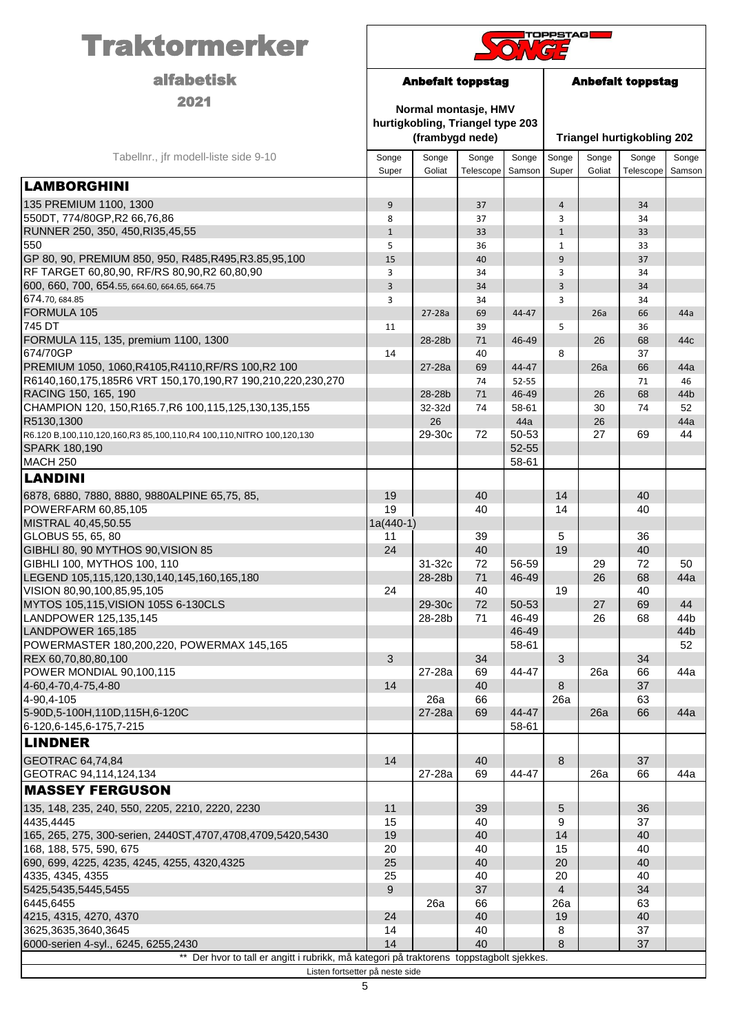# Traktormerker

## alfabetisk

## 2021

TOPPSTAG SONGE

| Tabellnr., jfr modell-liste side 9-10 | Anbefalt toppstag Normal montasje, HMV hurtigkobling, Triangel type 203 (frambygd nede) | | | | Anbefalt toppstag Triangel hurtigkobling 202 | | | |
|---|---|---|---|---|---|---|---|---|
| | Songe Super | Songe Goliat | Songe Telescope | Songe Samson | Songe Super | Songe Goliat | Songe Telescope | Songe Samson |
| **LAMBORGHINI** | | | | | | | | |
| 135 PREMIUM 1100, 1300 | 9 | | 37 | | 4 | | 34 | |
| 550DT, 774/80GP,R2 66,76,86 | 8 | | 37 | | 3 | | 34 | |
| RUNNER 250, 350, 450,RI35,45,55 | 1 | | 33 | | 1 | | 33 | |
| 550 | 5 | | 36 | | 1 | | 33 | |
| GP 80, 90, PREMIUM 850, 950, R485,R495,R3.85,95,100 | 15 | | 40 | | 9 | | 37 | |
| RF TARGET 60,80,90, RF/RS 80,90,R2 60,80,90 | 3 | | 34 | | 3 | | 34 | |
| 600, 660, 700, 654.55, 664.60, 664.65, 664.75 | 3 | | 34 | | 3 | | 34 | |
| 674.70, 684.85 | 3 | | 34 | | 3 | | 34 | |
| FORMULA 105 | | 27-28a | 69 | 44-47 | | 26a | 66 | 44a |
| 745 DT | 11 | | 39 | | 5 | | 36 | |
| FORMULA 115, 135, premium 1100, 1300 | | 28-28b | 71 | 46-49 | | 26 | 68 | 44c |
| 674/70GP | 14 | | 40 | | 8 | | 37 | |
| PREMIUM 1050, 1060,R4105,R4110,RF/RS 100,R2 100 | | 27-28a | 69 | 44-47 | | 26a | 66 | 44a |
| R6140,160,175,185R6 VRT 150,170,190,R7 190,210,220,230,270 | | | 74 | 52-55 | | | 71 | 46 |
| RACING 150, 165, 190 | | 28-28b | 71 | 46-49 | | 26 | 68 | 44b |
| CHAMPION 120, 150,R165.7,R6 100,115,125,130,135,155 | | 32-32d | 74 | 58-61 | | 30 | 74 | 52 |
| R5130,1300 | | 26 | | 44a | | 26 | | 44a |
| R6.120 B,100,110,120,160,R3 85,100,110,R4 100,110,NITRO 100,120,130 | | 29-30c | 72 | 50-53 | | 27 | 69 | 44 |
| SPARK 180,190 | | | | 52-55 | | | | |
| MACH 250 | | | | 58-61 | | | | |
| **LANDINI** | | | | | | | | |
| 6878, 6880, 7880, 8880, 9880ALPINE 65,75, 85, | 19 | | 40 | | 14 | | 40 | |
| POWERFARM 60,85,105 | 19 | | 40 | | 14 | | 40 | |
| MISTRAL 40,45,50.55 | 1a(440-1) | | | | | | | |
| GLOBUS 55, 65, 80 | 11 | | 39 | | 5 | | 36 | |
| GIBHLI 80, 90 MYTHOS 90,VISION 85 | 24 | | 40 | | 19 | | 40 | |
| GIBHLI 100, MYTHOS 100, 110 | | 31-32c | 72 | 56-59 | | 29 | 72 | 50 |
| LEGEND 105,115,120,130,140,145,160,165,180 | | 28-28b | 71 | 46-49 | | 26 | 68 | 44a |
| VISION 80,90,100,85,95,105 | 24 | | 40 | | 19 | | 40 | |
| MYTOS 105,115,VISION 105S 6-130CLS | | 29-30c | 72 | 50-53 | | 27 | 69 | 44 |
| LANDPOWER 125,135,145 | | 28-28b | 71 | 46-49 | | 26 | 68 | 44b |
| LANDPOWER 165,185 | | | | 46-49 | | | | 44b |
| POWERMASTER 180,200,220, POWERMAX 145,165 | | | | 58-61 | | | | 52 |
| REX 60,70,80,80,100 | 3 | | 34 | | 3 | | 34 | |
| POWER MONDIAL 90,100,115 | | 27-28a | 69 | 44-47 | | 26a | 66 | 44a |
| 4-60,4-70,4-75,4-80 | 14 | | 40 | | 8 | | 37 | |
| 4-90,4-105 | | 26a | 66 | | 26a | | 63 | |
| 5-90D,5-100H,110D,115H,6-120C | | 27-28a | 69 | 44-47 | | 26a | 66 | 44a |
| 6-120,6-145,6-175,7-215 | | | | 58-61 | | | | |
| **LINDNER** | | | | | | | | |
| GEOTRAC 64,74,84 | 14 | | 40 | | 8 | | 37 | |
| GEOTRAC 94,114,124,134 | | 27-28a | 69 | 44-47 | | 26a | 66 | 44a |
| **MASSEY FERGUSON** | | | | | | | | |
| 135, 148, 235, 240, 550, 2205, 2210, 2220, 2230 | 11 | | 39 | | 5 | | 36 | |
| 4435,4445 | 15 | | 40 | | 9 | | 37 | |
| 165, 265, 275, 300-serien, 2440ST,4707,4708,4709,5420,5430 | 19 | | 40 | | 14 | | 40 | |
| 168, 188, 575, 590, 675 | 20 | | 40 | | 15 | | 40 | |
| 690, 699, 4225, 4235, 4245, 4255, 4320,4325 | 25 | | 40 | | 20 | | 40 | |
| 4335, 4345, 4355 | 25 | | 40 | | 20 | | 40 | |
| 5425,5435,5445,5455 | 9 | | 37 | | 4 | | 34 | |
| 6445,6455 | | 26a | 66 | | 26a | | 63 | |
| 4215, 4315, 4270, 4370 | 24 | | 40 | | 19 | | 40 | |
| 3625,3635,3640,3645 | 14 | | 40 | | 8 | | 37 | |
| 6000-serien 4-syl., 6245, 6255,2430 | 14 | | 40 | | 8 | | 37 | |

** Der hvor to tall er angitt i rubrikk, må kategori på traktorens toppstagbolt sjekkes.

Listen fortsetter på neste side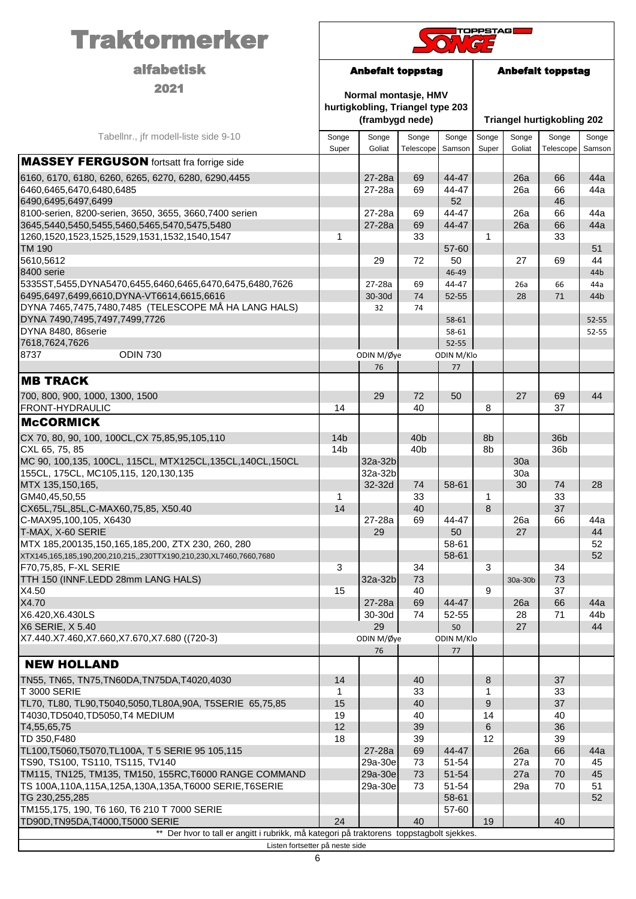# Traktormerker

## alfabetisk

## 2021

TOPPSTAG SONGE

| Tabellnr., jfr modell-liste side 9-10 | Anbefalt toppstag – Normal montasje, HMV hurtigkobling, Triangel type 203 (frambygd nede) | | | | Anbefalt toppstag – Triangel hurtigkobling 202 | | | |
|---|---|---|---|---|---|---|---|---|
| | Songe Super | Songe Goliat | Songe Telescope | Songe Samson | Songe Super | Songe Goliat | Songe Telescope | Songe Samson |
| **MASSEY FERGUSON** fortsatt fra forrige side | | | | | | | | |
| 6160, 6170, 6180, 6260, 6265, 6270, 6280, 6290,4455 | | 27-28a | 69 | 44-47 | | 26a | 66 | 44a |
| 6460,6465,6470,6480,6485 | | 27-28a | 69 | 44-47 | | 26a | 66 | 44a |
| 6490,6495,6497,6499 | | | | 52 | | | 46 | |
| 8100-serien, 8200-serien, 3650, 3655, 3660,7400 serien | | 27-28a | 69 | 44-47 | | 26a | 66 | 44a |
| 3645,5440,5450,5455,5460,5465,5470,5475,5480 | | 27-28a | 69 | 44-47 | | 26a | 66 | 44a |
| 1260,1520,1523,1525,1529,1531,1532,1540,1547 | 1 | | 33 | | 1 | | 33 | |
| TM 190 | | | | 57-60 | | | | 51 |
| 5610,5612 | | 29 | 72 | 50 | | 27 | 69 | 44 |
| 8400 serie | | | | 46-49 | | | | 44b |
| 5335ST,5455,DYNA5470,6455,6460,6465,6470,6475,6480,7626 | | 27-28a | 69 | 44-47 | | 26a | 66 | 44a |
| 6495,6497,6499,6610,DYNA-VT6614,6615,6616 | | 30-30d | 74 | 52-55 | | 28 | 71 | 44b |
| DYNA 7465,7475,7480,7485 (TELESCOPE MÅ HA LANG HALS) | | 32 | 74 | | | | | |
| DYNA 7490,7495,7497,7499,7726 | | | | 58-61 | | | | 52-55 |
| DYNA 8480, 86serie | | | | 58-61 | | | | 52-55 |
| 7618,7624,7626 | | | | 52-55 | | | | |
| 8737 ODIN 730 | | ODIN M/Øye 76 | | ODIN M/Klo 77 | | | | |
| **MB TRACK** | | | | | | | | |
| 700, 800, 900, 1000, 1300, 1500 | | 29 | 72 | 50 | | 27 | 69 | 44 |
| FRONT-HYDRAULIC | 14 | | 40 | | 8 | | 37 | |
| **McCORMICK** | | | | | | | | |
| CX 70, 80, 90, 100, 100CL,CX 75,85,95,105,110 | 14b | | 40b | | 8b | | 36b | |
| CXL 65, 75, 85 | 14b | | 40b | | 8b | | 36b | |
| MC 90, 100,135, 100CL, 115CL, MTX125CL,135CL,140CL,150CL | | 32a-32b | | | | 30a | | |
| 155CL, 175CL, MC105,115, 120,130,135 | | 32a-32b | | | | 30a | | |
| MTX 135,150,165, | | 32-32d | 74 | 58-61 | | 30 | 74 | 28 |
| GM40,45,50,55 | 1 | | 33 | | 1 | | 33 | |
| CX65L,75L,85L,C-MAX60,75,85, X50.40 | 14 | | 40 | | 8 | | 37 | |
| C-MAX95,100,105, X6430 | | 27-28a | 69 | 44-47 | | 26a | 66 | 44a |
| T-MAX, X-60 SERIE | | 29 | | 50 | | 27 | | 44 |
| MTX 185,200135,150,165,185,200, ZTX 230, 260, 280 | | | | 58-61 | | | | 52 |
| XTX145,165,185,190,200,210,215,,230TTX190,210,230,XL7460,7660,7680 | | | | 58-61 | | | | 52 |
| F70,75,85, F-XL SERIE | 3 | | 34 | | 3 | | 34 | |
| TTH 150 (INNF.LEDD 28mm LANG HALS) | | 32a-32b | 73 | | | 30a-30b | 73 | |
| X4.50 | 15 | | 40 | | 9 | | 37 | |
| X4.70 | | 27-28a | 69 | 44-47 | | 26a | 66 | 44a |
| X6.420,X6.430LS | | 30-30d | 74 | 52-55 | | 28 | 71 | 44b |
| X6 SERIE, X 5.40 | | 29 | | 50 | | 27 | | 44 |
| X7.440.X7.460,X7.660,X7.670,X7.680 ((720-3) | | ODIN M/Øye 76 | | ODIN M/Klo 77 | | | | |
| **NEW HOLLAND** | | | | | | | | |
| TN55, TN65, TN75,TN60DA,TN75DA,T4020,4030 | 14 | | 40 | | 8 | | 37 | |
| T 3000 SERIE | 1 | | 33 | | 1 | | 33 | |
| TL70, TL80, TL90,T5040,5050,TL80A,90A, T5SERIE 65,75,85 | 15 | | 40 | | 9 | | 37 | |
| T4030,TD5040,TD5050,T4 MEDIUM | 19 | | 40 | | 14 | | 40 | |
| T4,55,65,75 | 12 | | 39 | | 6 | | 36 | |
| TD 350,F480 | 18 | | 39 | | 12 | | 39 | |
| TL100,T5060,T5070,TL100A, T 5 SERIE 95 105,115 | | 27-28a | 69 | 44-47 | | 26a | 66 | 44a |
| TS90, TS100, TS110, TS115, TV140 | | 29a-30e | 73 | 51-54 | | 27a | 70 | 45 |
| TM115, TN125, TM135, TM150, 155RC,T6000 RANGE COMMAND | | 29a-30e | 73 | 51-54 | | 27a | 70 | 45 |
| TS 100A,110A,115A,125A,130A,135A,T6000 SERIE,T6SERIE | | 29a-30e | 73 | 51-54 | | 29a | 70 | 51 |
| TG 230,255,285 | | | | 58-61 | | | | 52 |
| TM155,175, 190, T6 160, T6 210 T 7000 SERIE | | | | 57-60 | | | | |
| TD90D,TN95DA,T4000,T5000 SERIE | 24 | | 40 | | 19 | | 40 | |

** Der hvor to tall er angitt i rubrikk, må kategori på traktorens toppstagbolt sjekkes.

Listen fortsetter på neste side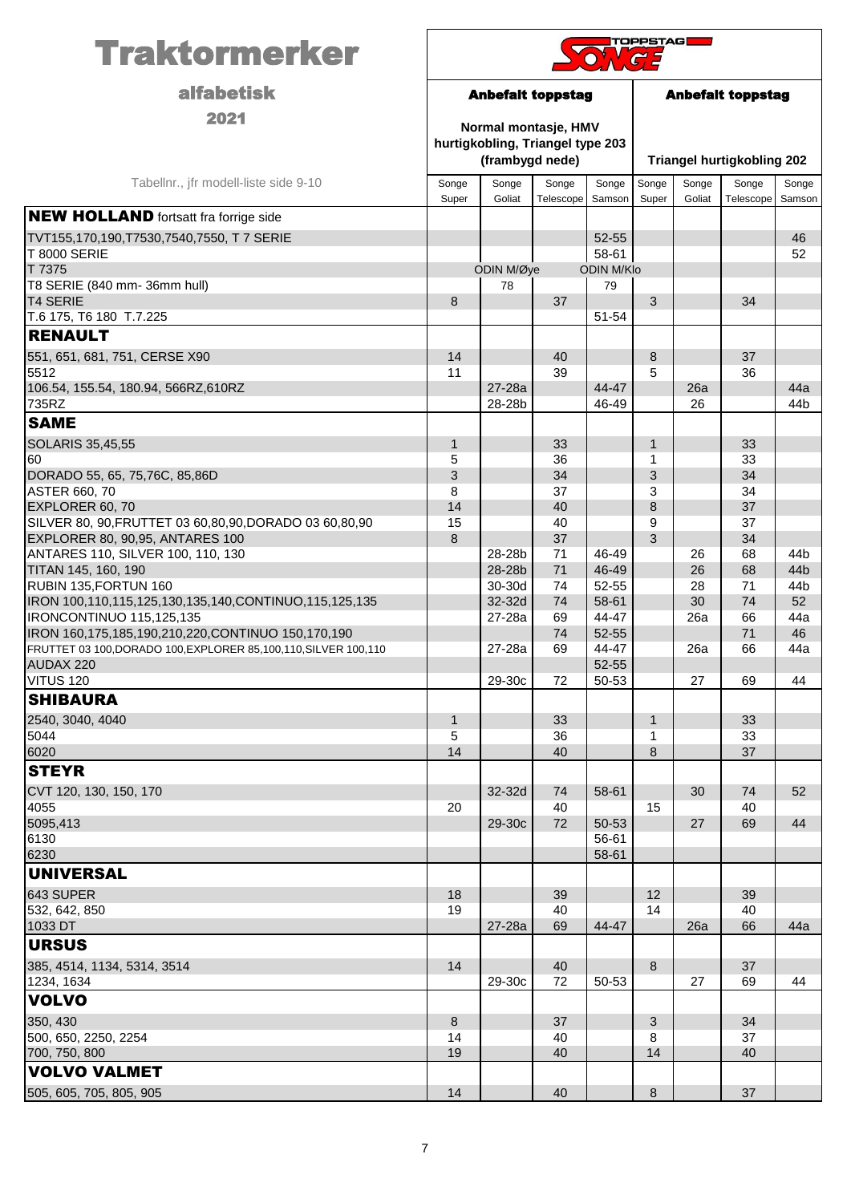# Traktormerker

## alfabetisk

## 2021

TOPPSTAG SONGE

| Tabellnr., jfr modell-liste side 9-10 | Anbefalt toppstag Normal montasje, HMV hurtigkobling, Triangel type 203 (frambygd nede) | | | | Anbefalt toppstag Triangel hurtigkobling 202 | | | |
|---|---|---|---|---|---|---|---|---|
| | Songe Super | Songe Goliat | Songe Telescope | Songe Samson | Songe Super | Songe Goliat | Songe Telescope | Songe Samson |
| **NEW HOLLAND** fortsatt fra forrige side | | | | | | | | |
| TVT155,170,190,T7530,7540,7550, T 7 SERIE | | | | 52-55 | | | | 46 |
| T 8000 SERIE | | | | 58-61 | | | | 52 |
| T 7375 | | ODIN M/Øye | | ODIN M/Klo | | | | |
| T8 SERIE (840 mm- 36mm hull) | | 78 | | 79 | | | | |
| T4 SERIE | 8 | | 37 | | 3 | | 34 | |
| T.6 175, T6 180 T.7.225 | | | | 51-54 | | | | |
| **RENAULT** | | | | | | | | |
| 551, 651, 681, 751, CERSE X90 | 14 | | 40 | | 8 | | 37 | |
| 5512 | 11 | | 39 | | 5 | | 36 | |
| 106.54, 155.54, 180.94, 566RZ,610RZ | | 27-28a | | 44-47 | | 26a | | 44a |
| 735RZ | | 28-28b | | 46-49 | | 26 | | 44b |
| **SAME** | | | | | | | | |
| SOLARIS 35,45,55 | 1 | | 33 | | 1 | | 33 | |
| 60 | 5 | | 36 | | 1 | | 33 | |
| DORADO 55, 65, 75,76C, 85,86D | 3 | | 34 | | 3 | | 34 | |
| ASTER 660, 70 | 8 | | 37 | | 3 | | 34 | |
| EXPLORER 60, 70 | 14 | | 40 | | 8 | | 37 | |
| SILVER 80, 90,FRUTTET 03 60,80,90,DORADO 03 60,80,90 | 15 | | 40 | | 9 | | 37 | |
| EXPLORER 80, 90,95, ANTARES 100 | 8 | | 37 | | 3 | | 34 | |
| ANTARES 110, SILVER 100, 110, 130 | | 28-28b | 71 | 46-49 | | 26 | 68 | 44b |
| TITAN 145, 160, 190 | | 28-28b | 71 | 46-49 | | 26 | 68 | 44b |
| RUBIN 135,FORTUN 160 | | 30-30d | 74 | 52-55 | | 28 | 71 | 44b |
| IRON 100,110,115,125,130,135,140,CONTINUO,115,125,135 | | 32-32d | 74 | 58-61 | | 30 | 74 | 52 |
| IRONCONTINUO 115,125,135 | | 27-28a | 69 | 44-47 | | 26a | 66 | 44a |
| IRON 160,175,185,190,210,220,CONTINUO 150,170,190 | | | 74 | 52-55 | | | 71 | 46 |
| FRUTTET 03 100,DORADO 100,EXPLORER 85,100,110,SILVER 100,110 | | 27-28a | 69 | 44-47 | | 26a | 66 | 44a |
| AUDAX 220 | | | | 52-55 | | | | |
| VITUS 120 | | 29-30c | 72 | 50-53 | | 27 | 69 | 44 |
| **SHIBAURA** | | | | | | | | |
| 2540, 3040, 4040 | 1 | | 33 | | 1 | | 33 | |
| 5044 | 5 | | 36 | | 1 | | 33 | |
| 6020 | 14 | | 40 | | 8 | | 37 | |
| **STEYR** | | | | | | | | |
| CVT 120, 130, 150, 170 | | 32-32d | 74 | 58-61 | | 30 | 74 | 52 |
| 4055 | 20 | | 40 | | 15 | | 40 | |
| 5095,413 | | 29-30c | 72 | 50-53 | | 27 | 69 | 44 |
| 6130 | | | | 56-61 | | | | |
| 6230 | | | | 58-61 | | | | |
| **UNIVERSAL** | | | | | | | | |
| 643 SUPER | 18 | | 39 | | 12 | | 39 | |
| 532, 642, 850 | 19 | | 40 | | 14 | | 40 | |
| 1033 DT | | 27-28a | 69 | 44-47 | | 26a | 66 | 44a |
| **URSUS** | | | | | | | | |
| 385, 4514, 1134, 5314, 3514 | 14 | | 40 | | 8 | | 37 | |
| 1234, 1634 | | 29-30c | 72 | 50-53 | | 27 | 69 | 44 |
| **VOLVO** | | | | | | | | |
| 350, 430 | 8 | | 37 | | 3 | | 34 | |
| 500, 650, 2250, 2254 | 14 | | 40 | | 8 | | 37 | |
| 700, 750, 800 | 19 | | 40 | | 14 | | 40 | |
| **VOLVO VALMET** | | | | | | | | |
| 505, 605, 705, 805, 905 | 14 | | 40 | | 8 | | 37 | |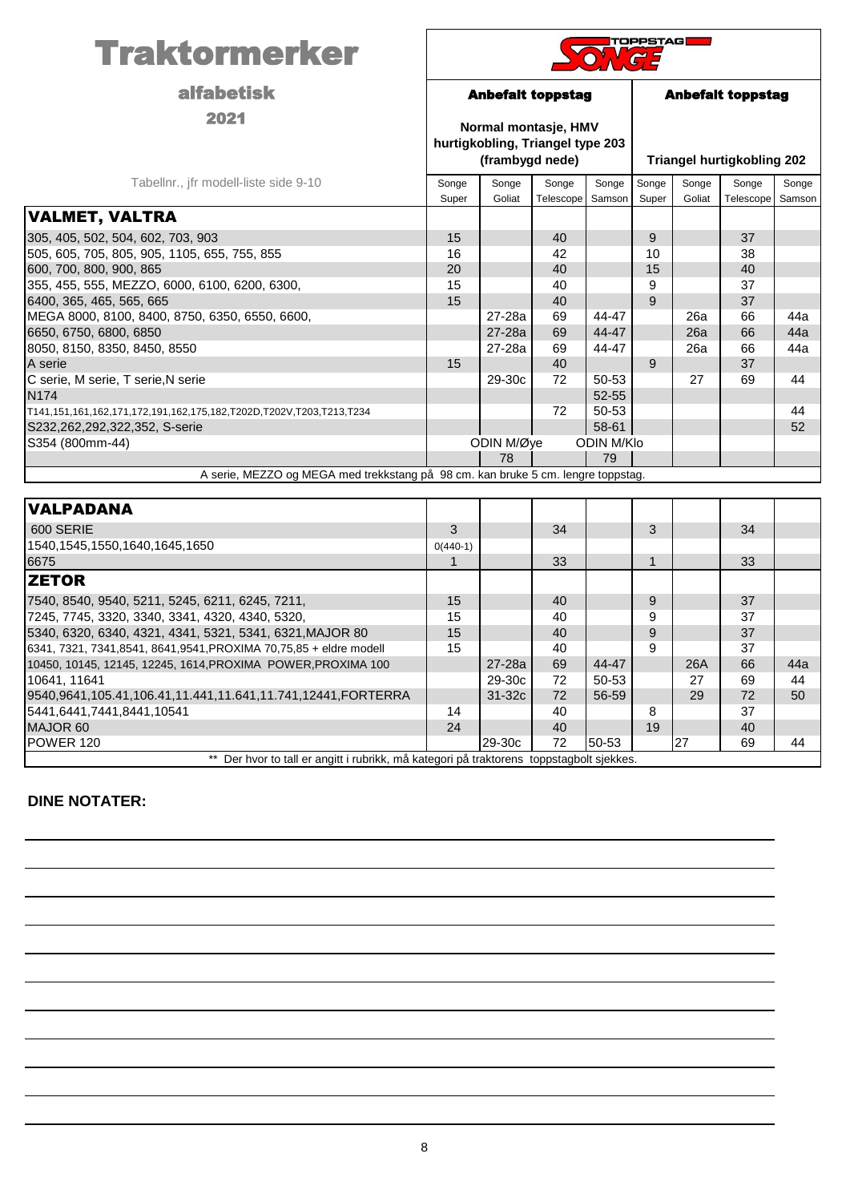# Traktormerker

## alfabetisk

## 2021

**SONGE TOPPSTAG**

| Tabellnr., jfr modell-liste side 9-10 | Anbefalt toppstag – Normal montasje, HMV hurtigkobling, Triangel type 203 (frambygd nede) | | | | Anbefalt toppstag – Triangel hurtigkobling 202 | | | |
|---|---|---|---|---|---|---|---|---|
| | Songe Super | Songe Goliat | Songe Telescope | Songe Samson | Songe Super | Songe Goliat | Songe Telescope | Songe Samson |
| **VALMET, VALTRA** | | | | | | | | |
| 305, 405, 502, 504, 602, 703, 903 | 15 | | 40 | | 9 | | 37 | |
| 505, 605, 705, 805, 905, 1105, 655, 755, 855 | 16 | | 42 | | 10 | | 38 | |
| 600, 700, 800, 900, 865 | 20 | | 40 | | 15 | | 40 | |
| 355, 455, 555, MEZZO, 6000, 6100, 6200, 6300, | 15 | | 40 | | 9 | | 37 | |
| 6400, 365, 465, 565, 665 | 15 | | 40 | | 9 | | 37 | |
| MEGA 8000, 8100, 8400, 8750, 6350, 6550, 6600, | | 27-28a | 69 | 44-47 | | 26a | 66 | 44a |
| 6650, 6750, 6800, 6850 | | 27-28a | 69 | 44-47 | | 26a | 66 | 44a |
| 8050, 8150, 8350, 8450, 8550 | | 27-28a | 69 | 44-47 | | 26a | 66 | 44a |
| A serie | 15 | | 40 | | 9 | | 37 | |
| C serie, M serie, T serie,N serie | | 29-30c | 72 | 50-53 | | 27 | 69 | 44 |
| N174 | | | | 52-55 | | | | |
| T141,151,161,162,171,172,191,162,175,182,T202D,T202V,T203,T213,T234 | | | 72 | 50-53 | | | | 44 |
| S232,262,292,322,352, S-serie | | | | 58-61 | | | | 52 |
| S354 (800mm-44) | | ODIN M/Øye | | ODIN M/Klo | | | | |
| | | 78 | | 79 | | | | |

A serie, MEZZO og MEGA med trekkstang på 98 cm. kan bruke 5 cm. lengre toppstag.

| | Songe Super | Songe Goliat | Songe Telescope | Songe Samson | Songe Super | Songe Goliat | Songe Telescope | Songe Samson |
|---|---|---|---|---|---|---|---|---|
| **VALPADANA** | | | | | | | | |
| 600 SERIE | 3 | | 34 | | 3 | | 34 | |
| 1540,1545,1550,1640,1645,1650 | 0(440-1) | | | | | | | |
| 6675 | 1 | | 33 | | 1 | | 33 | |
| **ZETOR** | | | | | | | | |
| 7540, 8540, 9540, 5211, 5245, 6211, 6245, 7211, | 15 | | 40 | | 9 | | 37 | |
| 7245, 7745, 3320, 3340, 3341, 4320, 4340, 5320, | 15 | | 40 | | 9 | | 37 | |
| 5340, 6320, 6340, 4321, 4341, 5321, 5341, 6321,MAJOR 80 | 15 | | 40 | | 9 | | 37 | |
| 6341, 7321, 7341,8541, 8641,9541,PROXIMA 70,75,85 + eldre modell | 15 | | 40 | | 9 | | 37 | |
| 10450, 10145, 12145, 12245, 1614,PROXIMA POWER,PROXIMA 100 | | 27-28a | 69 | 44-47 | | 26A | 66 | 44a |
| 10641, 11641 | | 29-30c | 72 | 50-53 | | 27 | 69 | 44 |
| 9540,9641,105.41,106.41,11.441,11.641,11.741,12441,FORTERRA | | 31-32c | 72 | 56-59 | | 29 | 72 | 50 |
| 5441,6441,7441,8441,10541 | 14 | | 40 | | 8 | | 37 | |
| MAJOR 60 | 24 | | 40 | | 19 | | 40 | |
| POWER 120 | | 29-30c | 72 | 50-53 | | 27 | 69 | 44 |

** Der hvor to tall er angitt i rubrikk, må kategori på traktorens toppstagbolt sjekkes.

**DINE NOTATER:**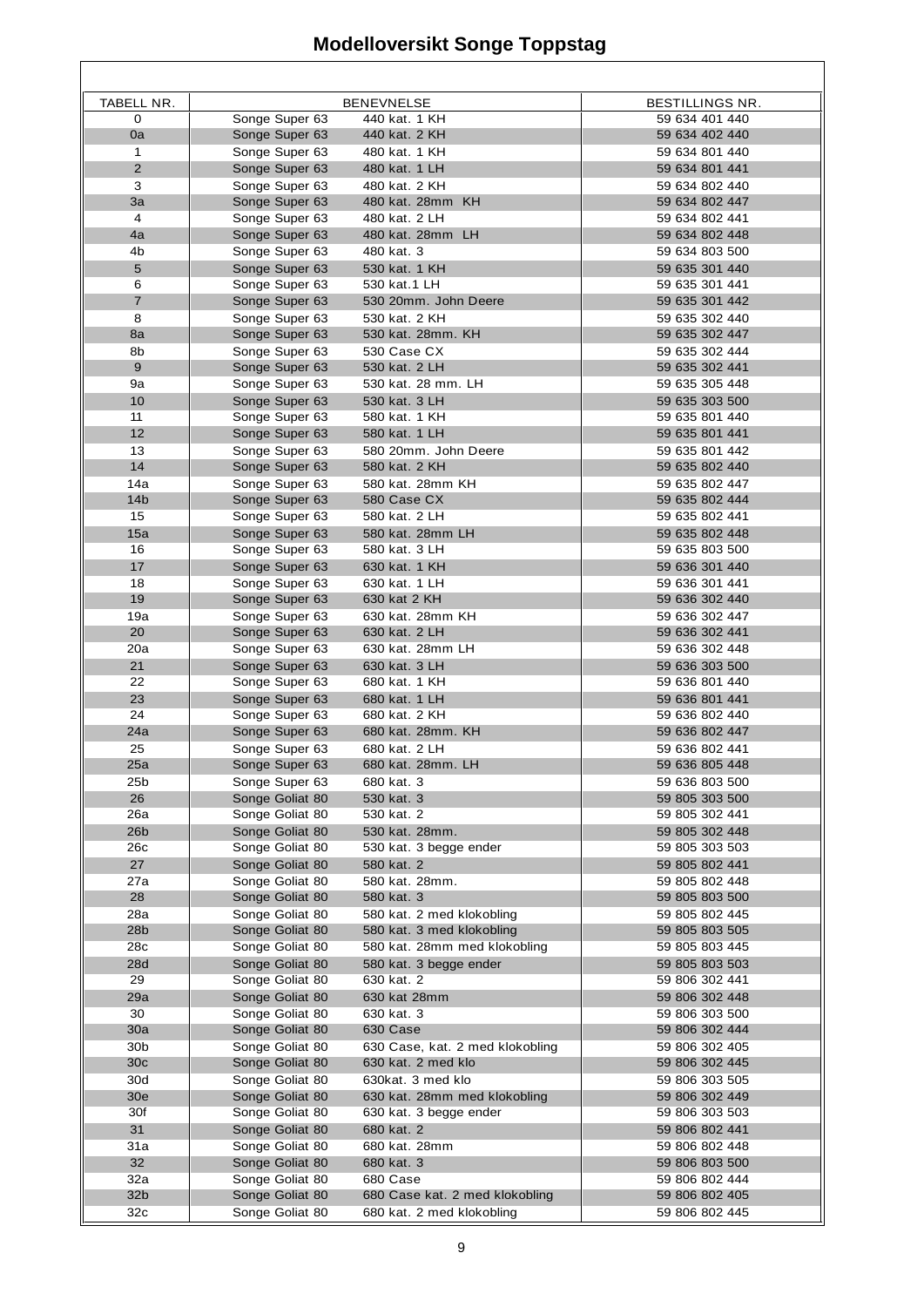# Modelloversikt Songe Toppstag

| TABELL NR. | BENEVNELSE | | BESTILLINGS NR. |
|---|---|---|---|
| 0 | Songe Super 63 | 440 kat. 1 KH | 59 634 401 440 |
| 0a | Songe Super 63 | 440 kat. 2 KH | 59 634 402 440 |
| 1 | Songe Super 63 | 480 kat. 1 KH | 59 634 801 440 |
| 2 | Songe Super 63 | 480 kat. 1 LH | 59 634 801 441 |
| 3 | Songe Super 63 | 480 kat. 2 KH | 59 634 802 440 |
| 3a | Songe Super 63 | 480 kat. 28mm KH | 59 634 802 447 |
| 4 | Songe Super 63 | 480 kat. 2 LH | 59 634 802 441 |
| 4a | Songe Super 63 | 480 kat. 28mm LH | 59 634 802 448 |
| 4b | Songe Super 63 | 480 kat. 3 | 59 634 803 500 |
| 5 | Songe Super 63 | 530 kat. 1 KH | 59 635 301 440 |
| 6 | Songe Super 63 | 530 kat.1 LH | 59 635 301 441 |
| 7 | Songe Super 63 | 530 20mm. John Deere | 59 635 301 442 |
| 8 | Songe Super 63 | 530 kat. 2 KH | 59 635 302 440 |
| 8a | Songe Super 63 | 530 kat. 28mm. KH | 59 635 302 447 |
| 8b | Songe Super 63 | 530 Case CX | 59 635 302 444 |
| 9 | Songe Super 63 | 530 kat. 2 LH | 59 635 302 441 |
| 9a | Songe Super 63 | 530 kat. 28 mm. LH | 59 635 305 448 |
| 10 | Songe Super 63 | 530 kat. 3 LH | 59 635 303 500 |
| 11 | Songe Super 63 | 580 kat. 1 KH | 59 635 801 440 |
| 12 | Songe Super 63 | 580 kat. 1 LH | 59 635 801 441 |
| 13 | Songe Super 63 | 580 20mm. John Deere | 59 635 801 442 |
| 14 | Songe Super 63 | 580 kat. 2 KH | 59 635 802 440 |
| 14a | Songe Super 63 | 580 kat. 28mm KH | 59 635 802 447 |
| 14b | Songe Super 63 | 580 Case CX | 59 635 802 444 |
| 15 | Songe Super 63 | 580 kat. 2 LH | 59 635 802 441 |
| 15a | Songe Super 63 | 580 kat. 28mm LH | 59 635 802 448 |
| 16 | Songe Super 63 | 580 kat. 3 LH | 59 635 803 500 |
| 17 | Songe Super 63 | 630 kat. 1 KH | 59 636 301 440 |
| 18 | Songe Super 63 | 630 kat. 1 LH | 59 636 301 441 |
| 19 | Songe Super 63 | 630 kat 2 KH | 59 636 302 440 |
| 19a | Songe Super 63 | 630 kat. 28mm KH | 59 636 302 447 |
| 20 | Songe Super 63 | 630 kat. 2 LH | 59 636 302 441 |
| 20a | Songe Super 63 | 630 kat. 28mm LH | 59 636 302 448 |
| 21 | Songe Super 63 | 630 kat. 3 LH | 59 636 303 500 |
| 22 | Songe Super 63 | 680 kat. 1 KH | 59 636 801 440 |
| 23 | Songe Super 63 | 680 kat. 1 LH | 59 636 801 441 |
| 24 | Songe Super 63 | 680 kat. 2 KH | 59 636 802 440 |
| 24a | Songe Super 63 | 680 kat. 28mm. KH | 59 636 802 447 |
| 25 | Songe Super 63 | 680 kat. 2 LH | 59 636 802 441 |
| 25a | Songe Super 63 | 680 kat. 28mm. LH | 59 636 805 448 |
| 25b | Songe Super 63 | 680 kat. 3 | 59 636 803 500 |
| 26 | Songe Goliat 80 | 530 kat. 3 | 59 805 303 500 |
| 26a | Songe Goliat 80 | 530 kat. 2 | 59 805 302 441 |
| 26b | Songe Goliat 80 | 530 kat. 28mm. | 59 805 302 448 |
| 26c | Songe Goliat 80 | 530 kat. 3 begge ender | 59 805 303 503 |
| 27 | Songe Goliat 80 | 580 kat. 2 | 59 805 802 441 |
| 27a | Songe Goliat 80 | 580 kat. 28mm. | 59 805 802 448 |
| 28 | Songe Goliat 80 | 580 kat. 3 | 59 805 803 500 |
| 28a | Songe Goliat 80 | 580 kat. 2 med klokobling | 59 805 802 445 |
| 28b | Songe Goliat 80 | 580 kat. 3 med klokobling | 59 805 803 505 |
| 28c | Songe Goliat 80 | 580 kat. 28mm med klokobling | 59 805 803 445 |
| 28d | Songe Goliat 80 | 580 kat. 3 begge ender | 59 805 803 503 |
| 29 | Songe Goliat 80 | 630 kat. 2 | 59 806 302 441 |
| 29a | Songe Goliat 80 | 630 kat 28mm | 59 806 302 448 |
| 30 | Songe Goliat 80 | 630 kat. 3 | 59 806 303 500 |
| 30a | Songe Goliat 80 | 630 Case | 59 806 302 444 |
| 30b | Songe Goliat 80 | 630 Case, kat. 2 med klokobling | 59 806 302 405 |
| 30c | Songe Goliat 80 | 630 kat. 2 med klo | 59 806 302 445 |
| 30d | Songe Goliat 80 | 630kat. 3 med klo | 59 806 303 505 |
| 30e | Songe Goliat 80 | 630 kat. 28mm med klokobling | 59 806 302 449 |
| 30f | Songe Goliat 80 | 630 kat. 3 begge ender | 59 806 303 503 |
| 31 | Songe Goliat 80 | 680 kat. 2 | 59 806 802 441 |
| 31a | Songe Goliat 80 | 680 kat. 28mm | 59 806 802 448 |
| 32 | Songe Goliat 80 | 680 kat. 3 | 59 806 803 500 |
| 32a | Songe Goliat 80 | 680 Case | 59 806 802 444 |
| 32b | Songe Goliat 80 | 680 Case kat. 2 med klokobling | 59 806 802 405 |
| 32c | Songe Goliat 80 | 680 kat. 2 med klokobling | 59 806 802 445 |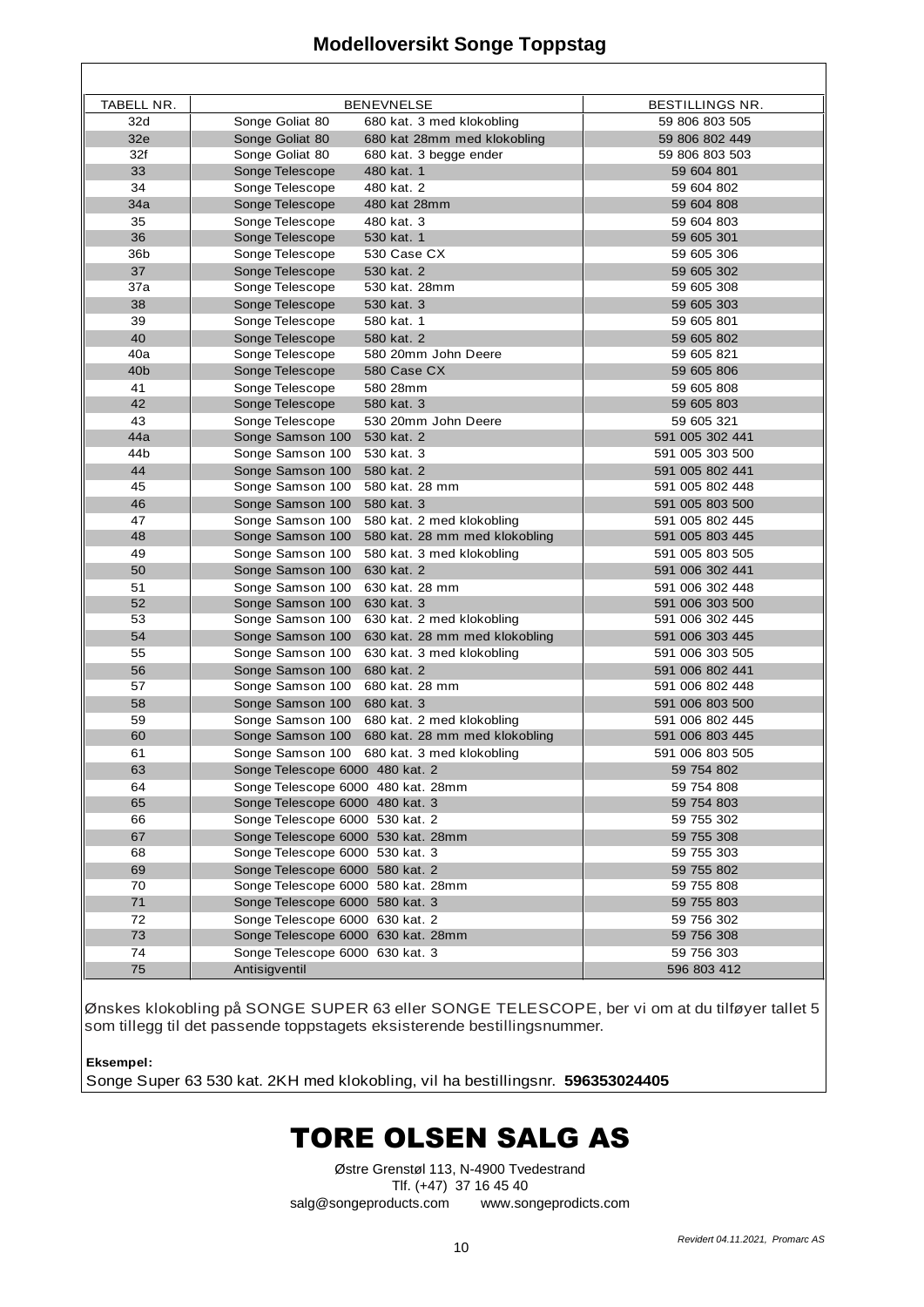## Modelloversikt Songe Toppstag

| TABELL NR. | BENEVNELSE | BESTILLINGS NR. |
|---|---|---|
| 32d | Songe Goliat 80 680 kat. 3 med klokobling | 59 806 803 505 |
| 32e | Songe Goliat 80 680 kat 28mm med klokobling | 59 806 802 449 |
| 32f | Songe Goliat 80 680 kat. 3 begge ender | 59 806 803 503 |
| 33 | Songe Telescope 480 kat. 1 | 59 604 801 |
| 34 | Songe Telescope 480 kat. 2 | 59 604 802 |
| 34a | Songe Telescope 480 kat 28mm | 59 604 808 |
| 35 | Songe Telescope 480 kat. 3 | 59 604 803 |
| 36 | Songe Telescope 530 kat. 1 | 59 605 301 |
| 36b | Songe Telescope 530 Case CX | 59 605 306 |
| 37 | Songe Telescope 530 kat. 2 | 59 605 302 |
| 37a | Songe Telescope 530 kat. 28mm | 59 605 308 |
| 38 | Songe Telescope 530 kat. 3 | 59 605 303 |
| 39 | Songe Telescope 580 kat. 1 | 59 605 801 |
| 40 | Songe Telescope 580 kat. 2 | 59 605 802 |
| 40a | Songe Telescope 580 20mm John Deere | 59 605 821 |
| 40b | Songe Telescope 580 Case CX | 59 605 806 |
| 41 | Songe Telescope 580 28mm | 59 605 808 |
| 42 | Songe Telescope 580 kat. 3 | 59 605 803 |
| 43 | Songe Telescope 530 20mm John Deere | 59 605 321 |
| 44a | Songe Samson 100 530 kat. 2 | 591 005 302 441 |
| 44b | Songe Samson 100 530 kat. 3 | 591 005 303 500 |
| 44 | Songe Samson 100 580 kat. 2 | 591 005 802 441 |
| 45 | Songe Samson 100 580 kat. 28 mm | 591 005 802 448 |
| 46 | Songe Samson 100 580 kat. 3 | 591 005 803 500 |
| 47 | Songe Samson 100 580 kat. 2 med klokobling | 591 005 802 445 |
| 48 | Songe Samson 100 580 kat. 28 mm med klokobling | 591 005 803 445 |
| 49 | Songe Samson 100 580 kat. 3 med klokobling | 591 005 803 505 |
| 50 | Songe Samson 100 630 kat. 2 | 591 006 302 441 |
| 51 | Songe Samson 100 630 kat. 28 mm | 591 006 302 448 |
| 52 | Songe Samson 100 630 kat. 3 | 591 006 303 500 |
| 53 | Songe Samson 100 630 kat. 2 med klokobling | 591 006 302 445 |
| 54 | Songe Samson 100 630 kat. 28 mm med klokobling | 591 006 303 445 |
| 55 | Songe Samson 100 630 kat. 3 med klokobling | 591 006 303 505 |
| 56 | Songe Samson 100 680 kat. 2 | 591 006 802 441 |
| 57 | Songe Samson 100 680 kat. 28 mm | 591 006 802 448 |
| 58 | Songe Samson 100 680 kat. 3 | 591 006 803 500 |
| 59 | Songe Samson 100 680 kat. 2 med klokobling | 591 006 802 445 |
| 60 | Songe Samson 100 680 kat. 28 mm med klokobling | 591 006 803 445 |
| 61 | Songe Samson 100 680 kat. 3 med klokobling | 591 006 803 505 |
| 63 | Songe Telescope 6000 480 kat. 2 | 59 754 802 |
| 64 | Songe Telescope 6000 480 kat. 28mm | 59 754 808 |
| 65 | Songe Telescope 6000 480 kat. 3 | 59 754 803 |
| 66 | Songe Telescope 6000 530 kat. 2 | 59 755 302 |
| 67 | Songe Telescope 6000 530 kat. 28mm | 59 755 308 |
| 68 | Songe Telescope 6000 530 kat. 3 | 59 755 303 |
| 69 | Songe Telescope 6000 580 kat. 2 | 59 755 802 |
| 70 | Songe Telescope 6000 580 kat. 28mm | 59 755 808 |
| 71 | Songe Telescope 6000 580 kat. 3 | 59 755 803 |
| 72 | Songe Telescope 6000 630 kat. 2 | 59 756 302 |
| 73 | Songe Telescope 6000 630 kat. 28mm | 59 756 308 |
| 74 | Songe Telescope 6000 630 kat. 3 | 59 756 303 |
| 75 | Antisigventil | 596 803 412 |

Ønskes klokobling på SONGE SUPER 63 eller SONGE TELESCOPE, ber vi om at du tilføyer tallet 5 som tillegg til det passende toppstagets eksisterende bestillingsnummer.

**Eksempel:**
Songe Super 63 530 kat. 2KH med klokobling, vil ha bestillingsnr. **596353024405**

# TORE OLSEN SALG AS

Østre Grenstøl 113, N-4900 Tvedestrand
Tlf. (+47) 37 16 45 40
salg@songeproducts.com www.songeprodicts.com

*Revidert 04.11.2021, Promarc AS*